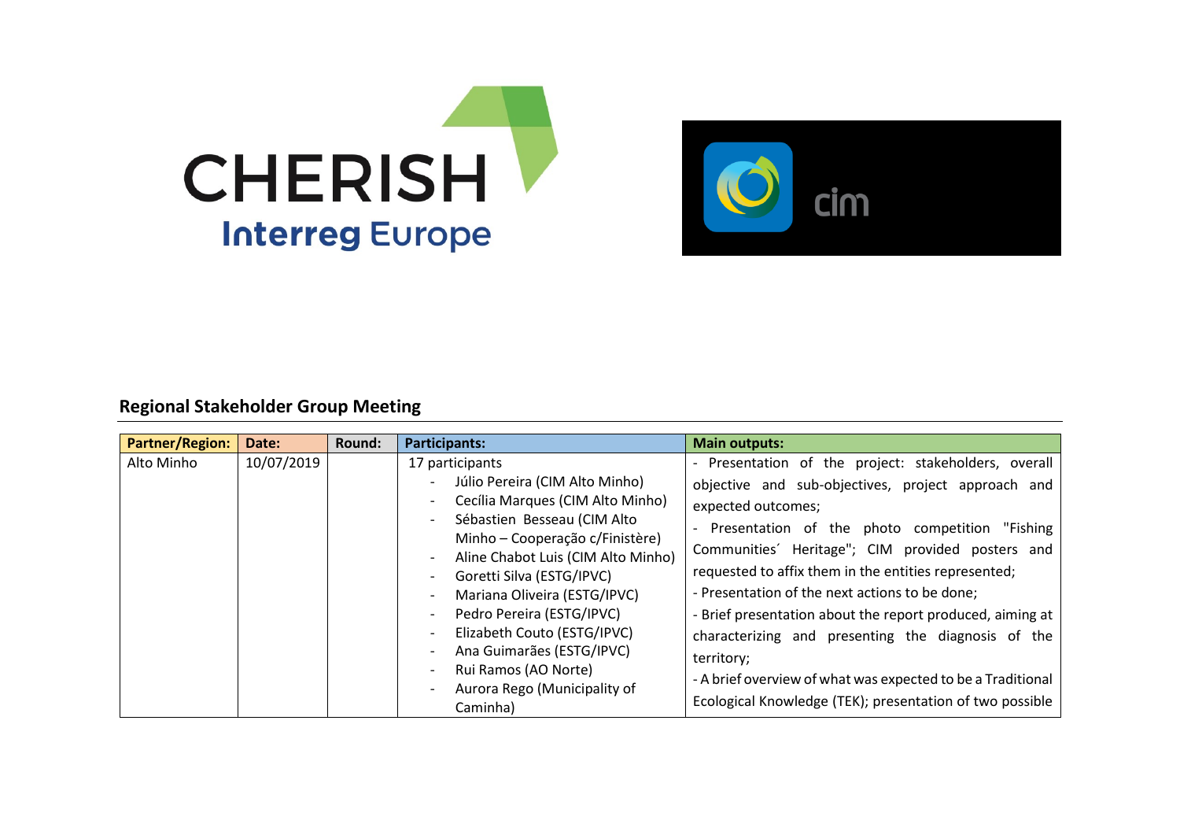## Regional Stakeholder Group Meeting

| Partner/Region: | Date: | Round: | Participants: | Main outputs: |
|---|---|---|---|---|
| Alto Minho | 10/07/2019 | | 17 participants<br>- Júlio Pereira (CIM Alto Minho)<br>- Cecília Marques (CIM Alto Minho)<br>- Sébastien Besseau (CIM Alto Minho – Cooperação c/Finistère)<br>- Aline Chabot Luis (CIM Alto Minho)<br>- Goretti Silva (ESTG/IPVC)<br>- Mariana Oliveira (ESTG/IPVC)<br>- Pedro Pereira (ESTG/IPVC)<br>- Elizabeth Couto (ESTG/IPVC)<br>- Ana Guimarães (ESTG/IPVC)<br>- Rui Ramos (AO Norte)<br>- Aurora Rego (Municipality of Caminha) | - Presentation of the project: stakeholders, overall objective and sub-objectives, project approach and expected outcomes;<br>- Presentation of the photo competition "Fishing Communities´ Heritage"; CIM provided posters and requested to affix them in the entities represented;<br>- Presentation of the next actions to be done;<br>- Brief presentation about the report produced, aiming at characterizing and presenting the diagnosis of the territory;<br>- A brief overview of what was expected to be a Traditional Ecological Knowledge (TEK); presentation of two possible |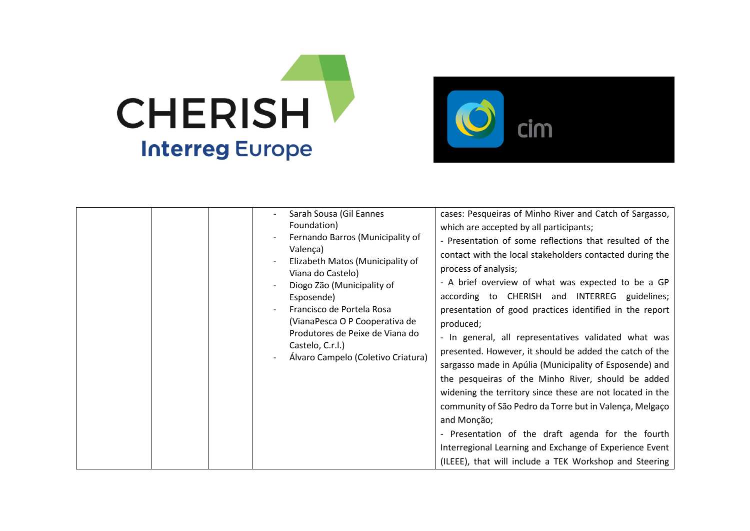| | | | | |
|---|---|---|---|---|
| | | | - Sarah Sousa (Gil Eannes Foundation)<br>- Fernando Barros (Municipality of Valença)<br>- Elizabeth Matos (Municipality of Viana do Castelo)<br>- Diogo Zão (Municipality of Esposende)<br>- Francisco de Portela Rosa (VianaPesca O P Cooperativa de Produtores de Peixe de Viana do Castelo, C.r.l.)<br>- Álvaro Campelo (Coletivo Criatura) | cases: Pesqueiras of Minho River and Catch of Sargasso, which are accepted by all participants;<br>- Presentation of some reflections that resulted of the contact with the local stakeholders contacted during the process of analysis;<br>- A brief overview of what was expected to be a GP according to CHERISH and INTERREG guidelines; presentation of good practices identified in the report produced;<br>- In general, all representatives validated what was presented. However, it should be added the catch of the sargasso made in Apúlia (Municipality of Esposende) and the pesqueiras of the Minho River, should be added widening the territory since these are not located in the community of São Pedro da Torre but in Valença, Melgaço and Monção;<br>- Presentation of the draft agenda for the fourth Interregional Learning and Exchange of Experience Event (ILEEE), that will include a TEK Workshop and Steering |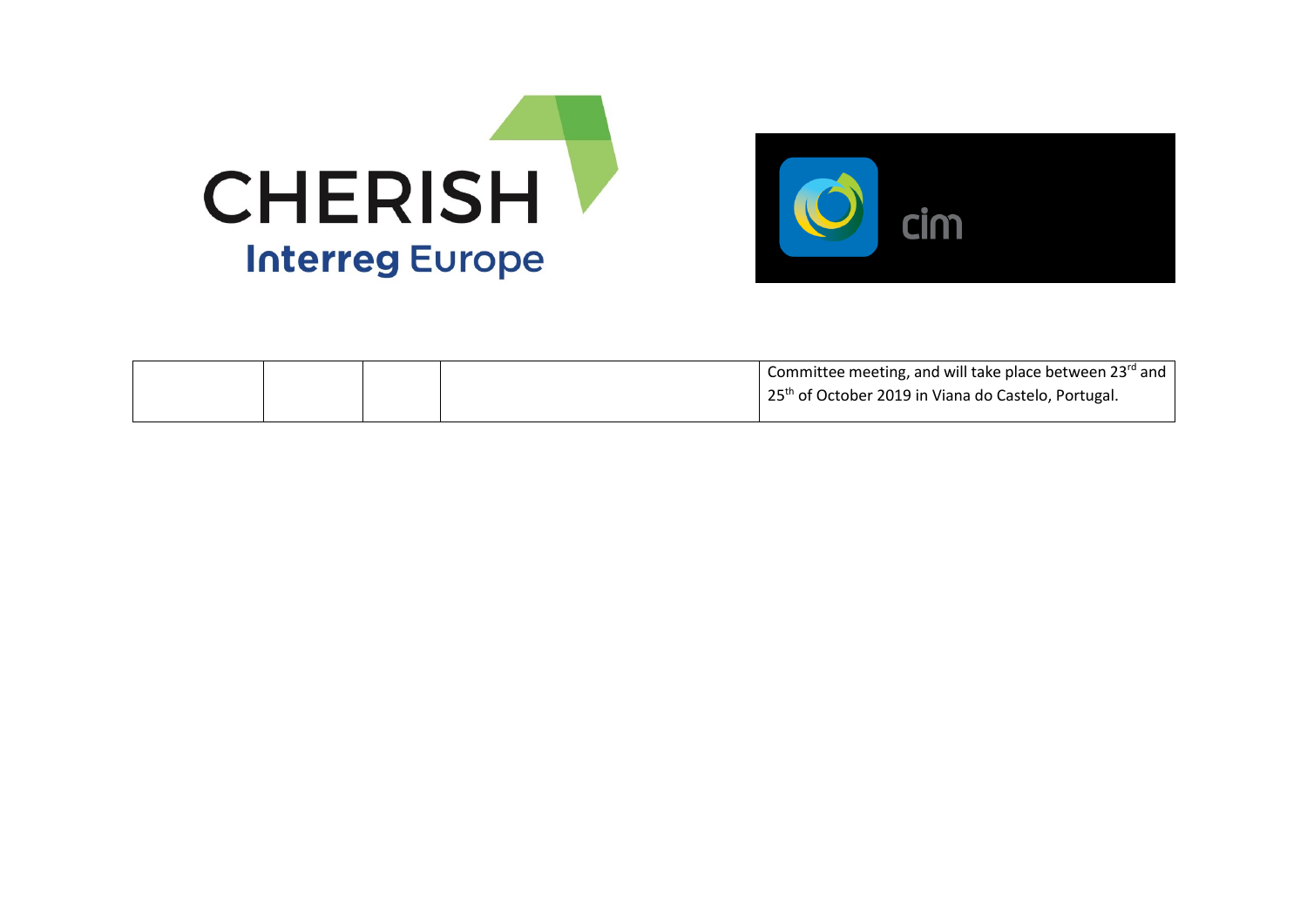|  |  |  |  | Committee meeting, and will take place between 23rd and 25th of October 2019 in Viana do Castelo, Portugal. |
| --- | --- | --- | --- | --- |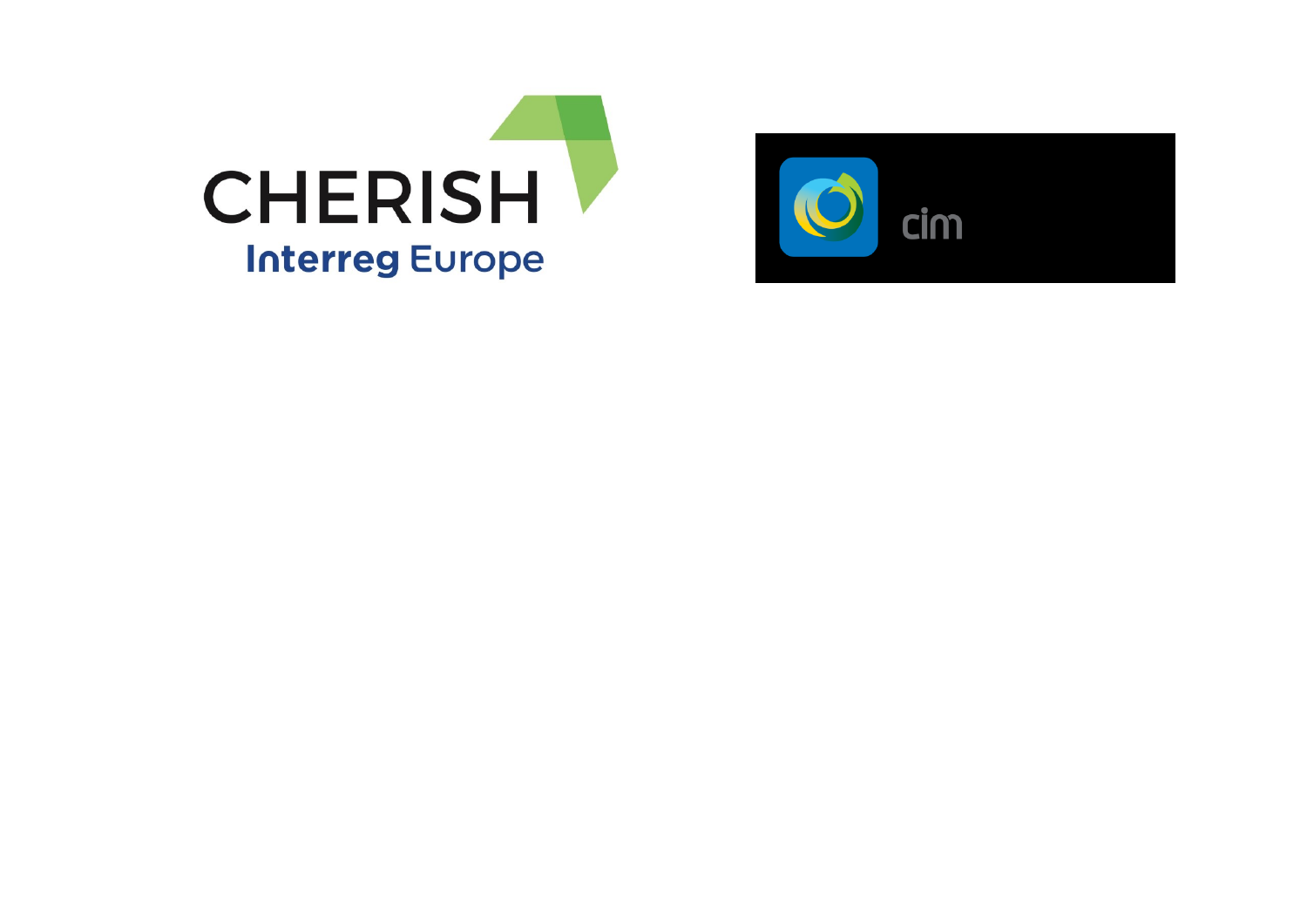CHERISH

Interreg Europe

cim